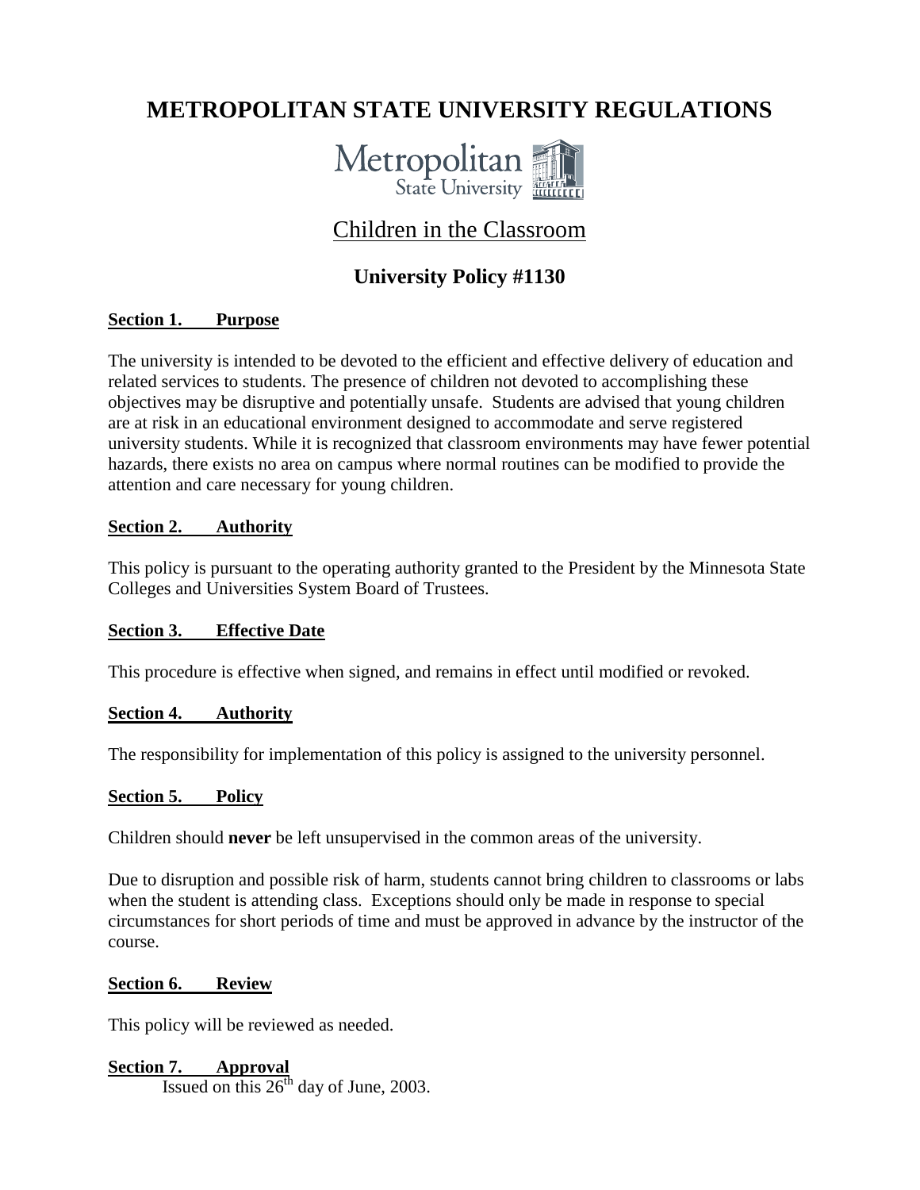# METROPOLITAN STATE UNIVERSITY REGULATIONS

Metropolitan State University

## Children in the Classroom

### University Policy #1130

**Section 1. Purpose**

The university is intended to be devoted to the efficient and effective delivery of education and related services to students. The presence of children not devoted to accomplishing these objectives may be disruptive and potentially unsafe. Students are advised that young children are at risk in an educational environment designed to accommodate and serve registered university students. While it is recognized that classroom environments may have fewer potential hazards, there exists no area on campus where normal routines can be modified to provide the attention and care necessary for young children.

**Section 2. Authority**

This policy is pursuant to the operating authority granted to the President by the Minnesota State Colleges and Universities System Board of Trustees.

**Section 3. Effective Date**

This procedure is effective when signed, and remains in effect until modified or revoked.

**Section 4. Authority**

The responsibility for implementation of this policy is assigned to the university personnel.

**Section 5. Policy**

Children should **never** be left unsupervised in the common areas of the university.

Due to disruption and possible risk of harm, students cannot bring children to classrooms or labs when the student is attending class. Exceptions should only be made in response to special circumstances for short periods of time and must be approved in advance by the instructor of the course.

**Section 6. Review**

This policy will be reviewed as needed.

**Section 7. Approval**

Issued on this 26th day of June, 2003.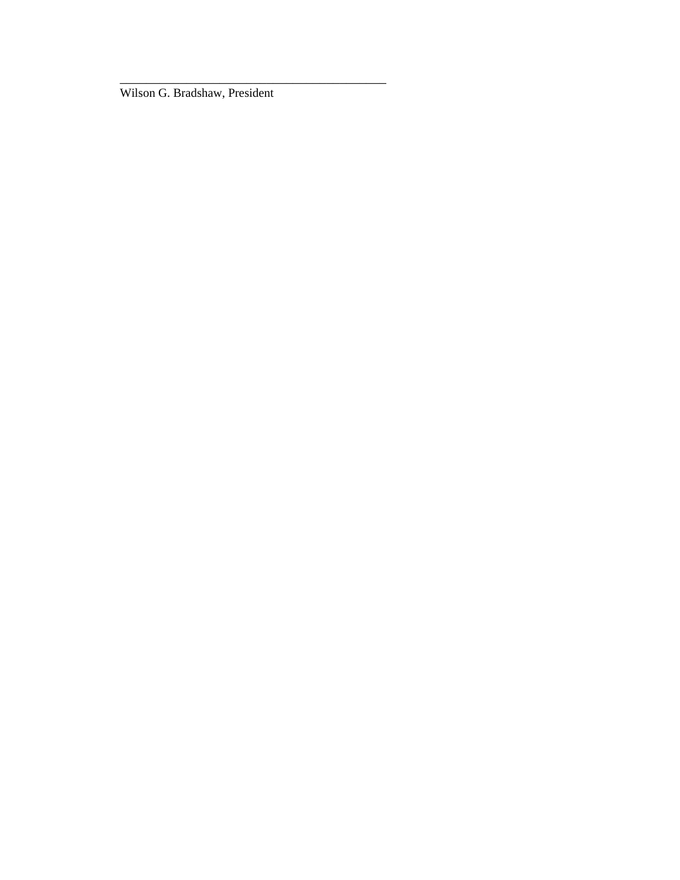_____________________________________________

Wilson G. Bradshaw, President